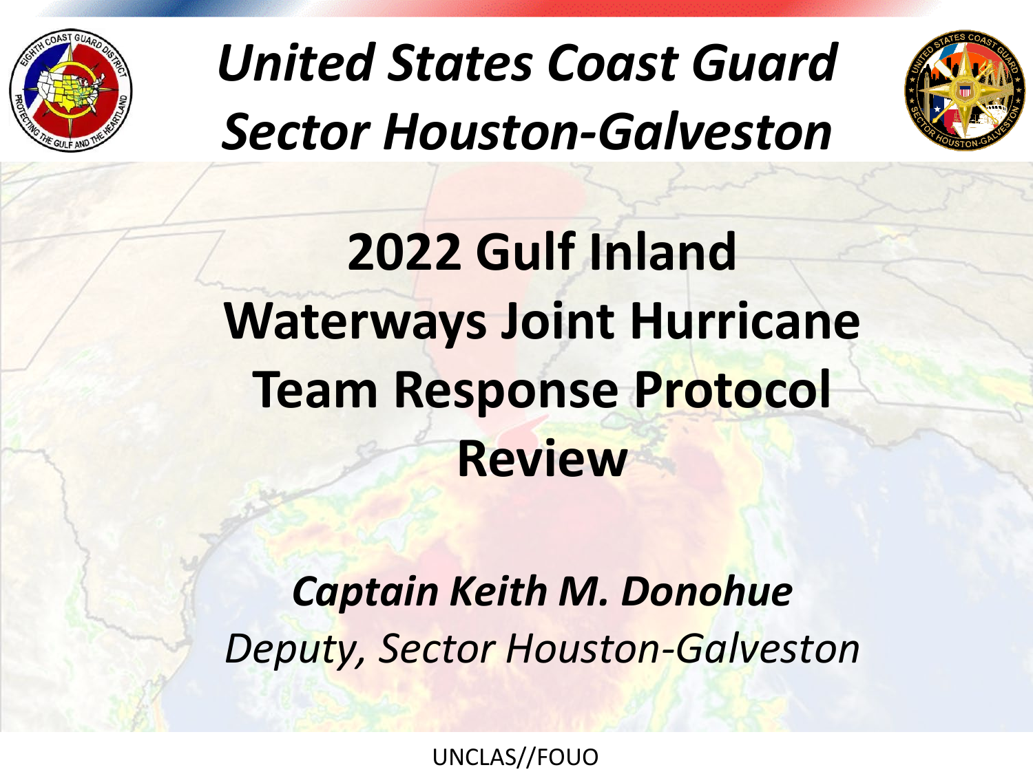# *United States Coast Guard Sector Houston-Galveston*

# 2022 Gulf Inland Waterways Joint Hurricane Team Response Protocol Review

***Captain Keith M. Donohue***

*Deputy, Sector Houston-Galveston*

UNCLAS//FOUO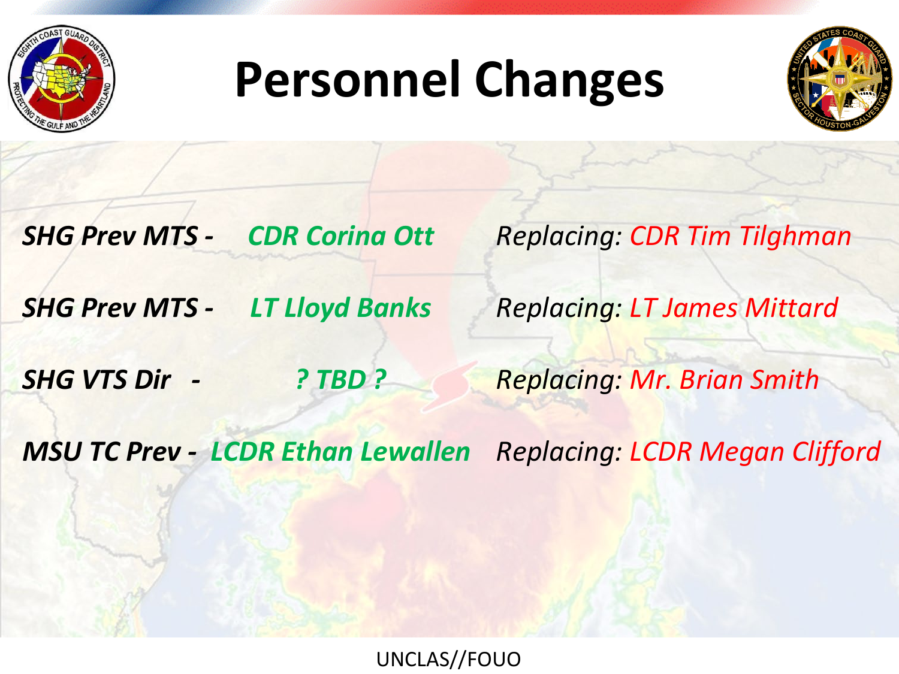# Personnel Changes

| | | |
|---|---|---|
| ***SHG Prev MTS -*** | ***CDR Corina Ott*** | *Replacing: CDR Tim Tilghman* |
| ***SHG Prev MTS -*** | ***LT Lloyd Banks*** | *Replacing: LT James Mittard* |
| ***SHG VTS Dir -*** | ***? TBD ?*** | *Replacing: Mr. Brian Smith* |
| ***MSU TC Prev -*** | ***LCDR Ethan Lewallen*** | *Replacing: LCDR Megan Clifford* |

UNCLAS//FOUO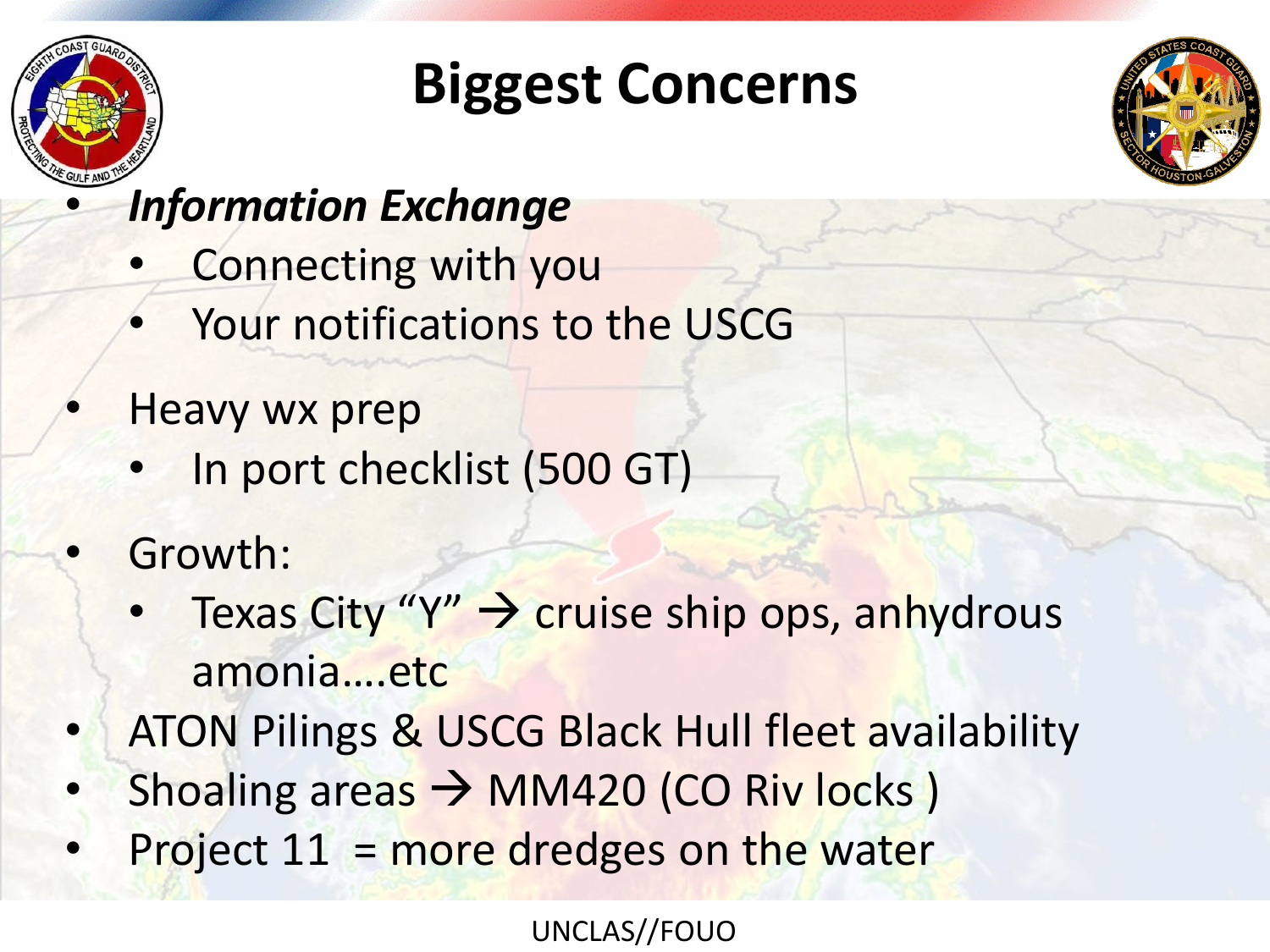# Biggest Concerns

- ***Information Exchange***
  - Connecting with you
  - Your notifications to the USCG
- Heavy wx prep
  - In port checklist (500 GT)
- Growth:
  - Texas City “Y” → cruise ship ops, anhydrous amonia….etc
- ATON Pilings & USCG Black Hull fleet availability
- Shoaling areas → MM420 (CO Riv locks )
- Project 11 = more dredges on the water

UNCLAS//FOUO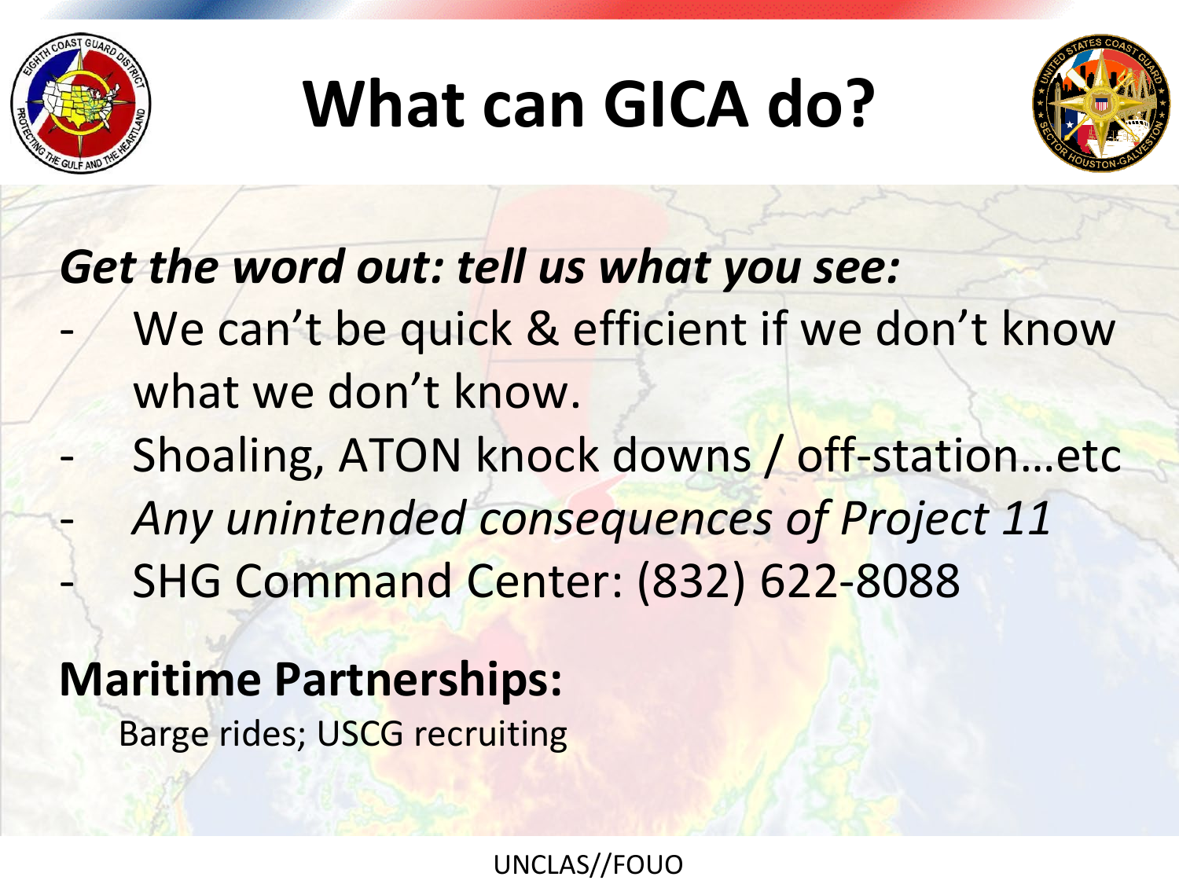# What can GICA do?

***Get the word out: tell us what you see:***

- We can't be quick & efficient if we don't know what we don't know.
- Shoaling, ATON knock downs / off-station…etc
- *Any unintended consequences of Project 11*
- SHG Command Center: (832) 622-8088

**Maritime Partnerships:**

Barge rides; USCG recruiting

UNCLAS//FOUO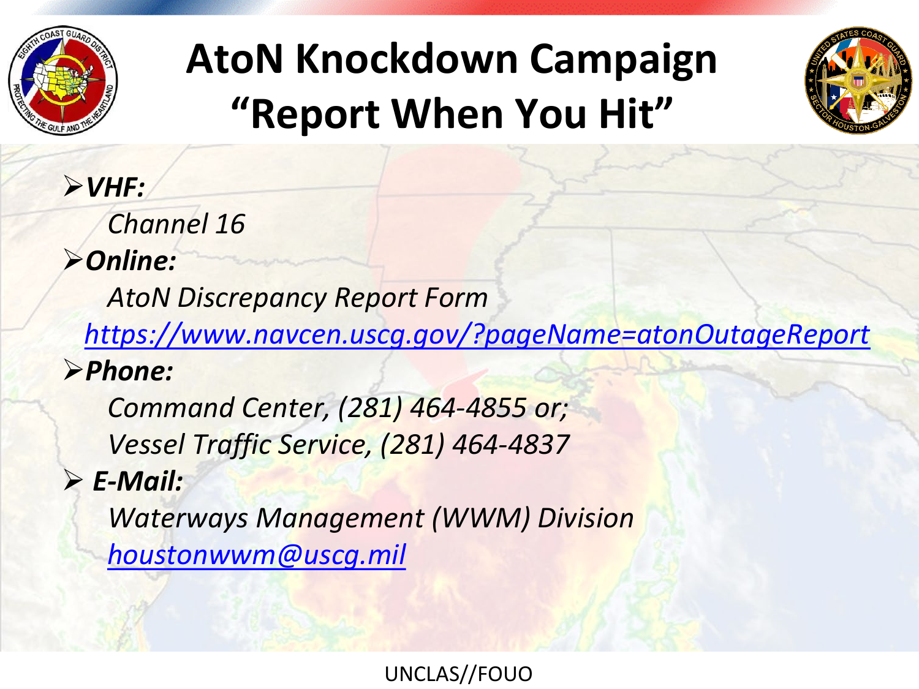# AtoN Knockdown Campaign "Report When You Hit"

- ***VHF:***
  - *Channel 16*
- ***Online:***
  - *AtoN Discrepancy Report Form*
  - [*https://www.navcen.uscg.gov/?pageName=atonOutageReport*](https://www.navcen.uscg.gov/?pageName=atonOutageReport)
- ***Phone:***
  - *Command Center, (281) 464-4855 or;*
  - *Vessel Traffic Service, (281) 464-4837*
- ***E-Mail:***
  - *Waterways Management (WWM) Division*
  - [*houstonwwm@uscg.mil*](mailto:houstonwwm@uscg.mil)

UNCLAS//FOUO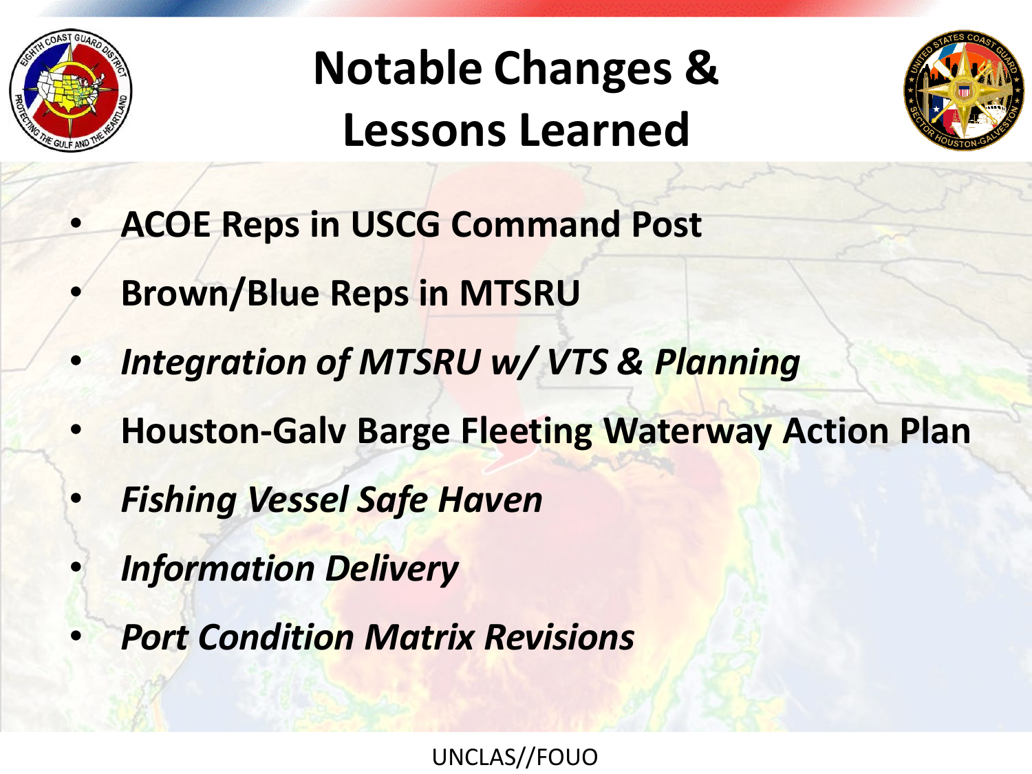# Notable Changes & Lessons Learned

- **ACOE Reps in USCG Command Post**
- **Brown/Blue Reps in MTSRU**
- ***Integration of MTSRU w/ VTS & Planning***
- **Houston-Galv Barge Fleeting Waterway Action Plan**
- ***Fishing Vessel Safe Haven***
- ***Information Delivery***
- ***Port Condition Matrix Revisions***

UNCLAS//FOUO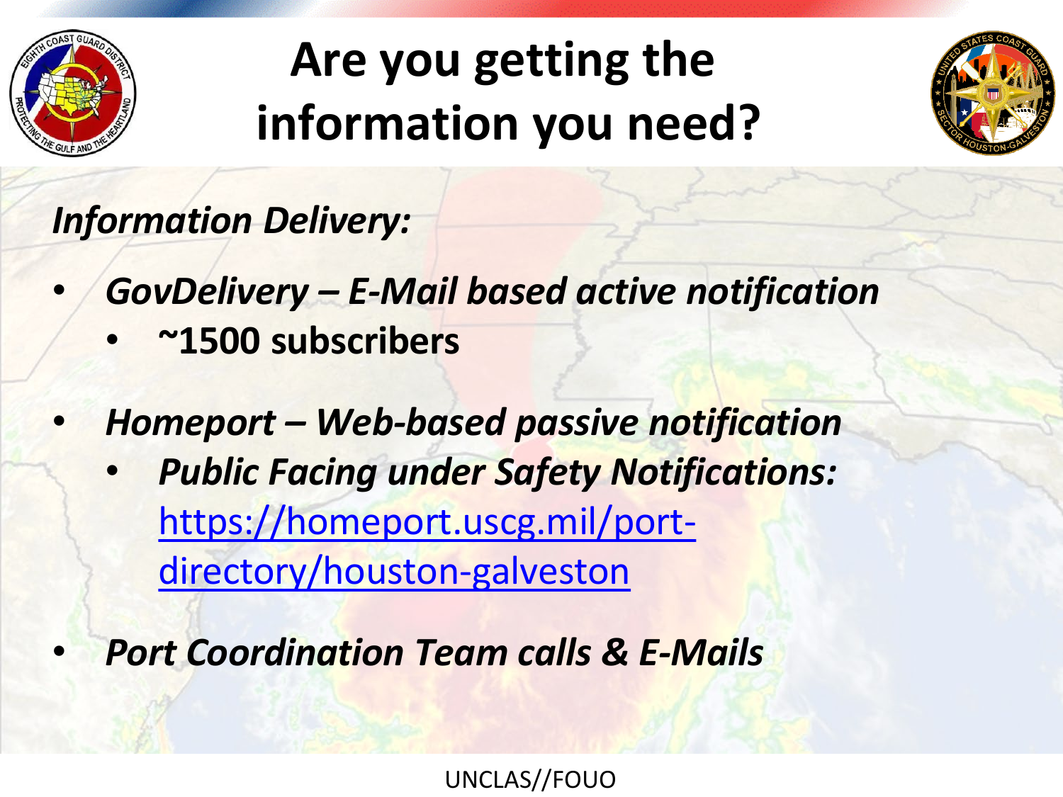# Are you getting the information you need?

***Information Delivery:***

- ***GovDelivery – E-Mail based active notification***
  - **~1500 subscribers**
- ***Homeport – Web-based passive notification***
  - ***Public Facing under Safety Notifications:*** https://homeport.uscg.mil/port-directory/houston-galveston
- ***Port Coordination Team calls & E-Mails***

UNCLAS//FOUO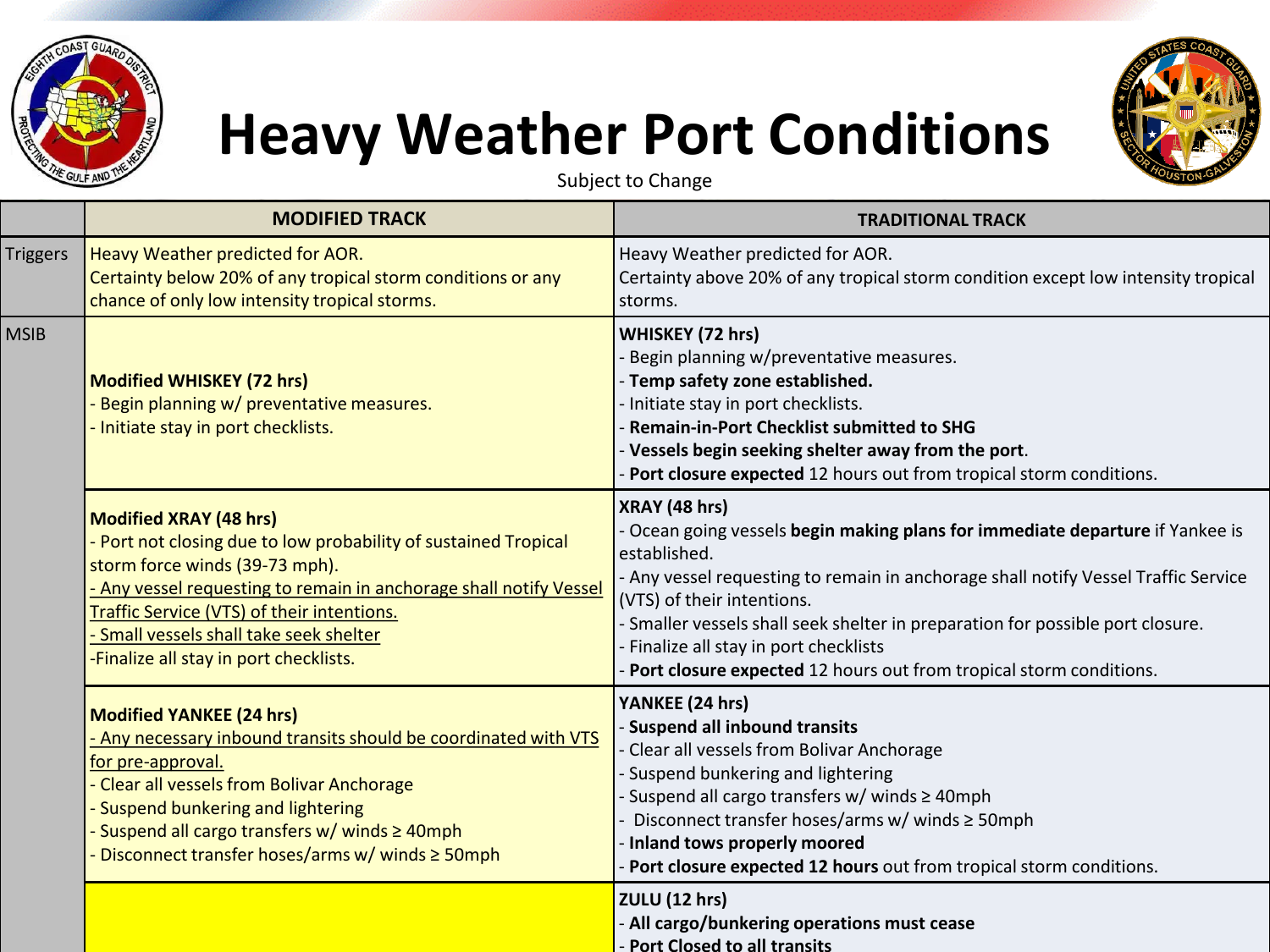# Heavy Weather Port Conditions

Subject to Change

| | MODIFIED TRACK | TRADITIONAL TRACK |
|---|---|---|
| Triggers | Heavy Weather predicted for AOR.<br>Certainty below 20% of any tropical storm conditions or any chance of only low intensity tropical storms. | Heavy Weather predicted for AOR.<br>Certainty above 20% of any tropical storm condition except low intensity tropical storms. |
| MSIB | **Modified WHISKEY (72 hrs)**<br>- Begin planning w/ preventative measures.<br>- Initiate stay in port checklists. | **WHISKEY (72 hrs)**<br>- Begin planning w/preventative measures.<br>- **Temp safety zone established.**<br>- Initiate stay in port checklists.<br>- **Remain-in-Port Checklist submitted to SHG**<br>- **Vessels begin seeking shelter away from the port**.<br>- **Port closure expected** 12 hours out from tropical storm conditions. |
| | **Modified XRAY (48 hrs)**<br>- Port not closing due to low probability of sustained Tropical storm force winds (39-73 mph).<br>- Any vessel requesting to remain in anchorage shall notify Vessel Traffic Service (VTS) of their intentions.<br>- Small vessels shall take seek shelter<br>-Finalize all stay in port checklists. | **XRAY (48 hrs)**<br>- Ocean going vessels **begin making plans for immediate departure** if Yankee is established.<br>- Any vessel requesting to remain in anchorage shall notify Vessel Traffic Service (VTS) of their intentions.<br>- Smaller vessels shall seek shelter in preparation for possible port closure.<br>- Finalize all stay in port checklists<br>- **Port closure expected** 12 hours out from tropical storm conditions. |
| | **Modified YANKEE (24 hrs)**<br>- Any necessary inbound transits should be coordinated with VTS for pre-approval.<br>- Clear all vessels from Bolivar Anchorage<br>- Suspend bunkering and lightering<br>- Suspend all cargo transfers w/ winds ≥ 40mph<br>- Disconnect transfer hoses/arms w/ winds ≥ 50mph | **YANKEE (24 hrs)**<br>- **Suspend all inbound transits**<br>- Clear all vessels from Bolivar Anchorage<br>- Suspend bunkering and lightering<br>- Suspend all cargo transfers w/ winds ≥ 40mph<br>- Disconnect transfer hoses/arms w/ winds ≥ 50mph<br>- **Inland tows properly moored**<br>- **Port closure expected 12 hours** out from tropical storm conditions. |
| | | **ZULU (12 hrs)**<br>- **All cargo/bunkering operations must cease**<br>- **Port Closed to all transits** |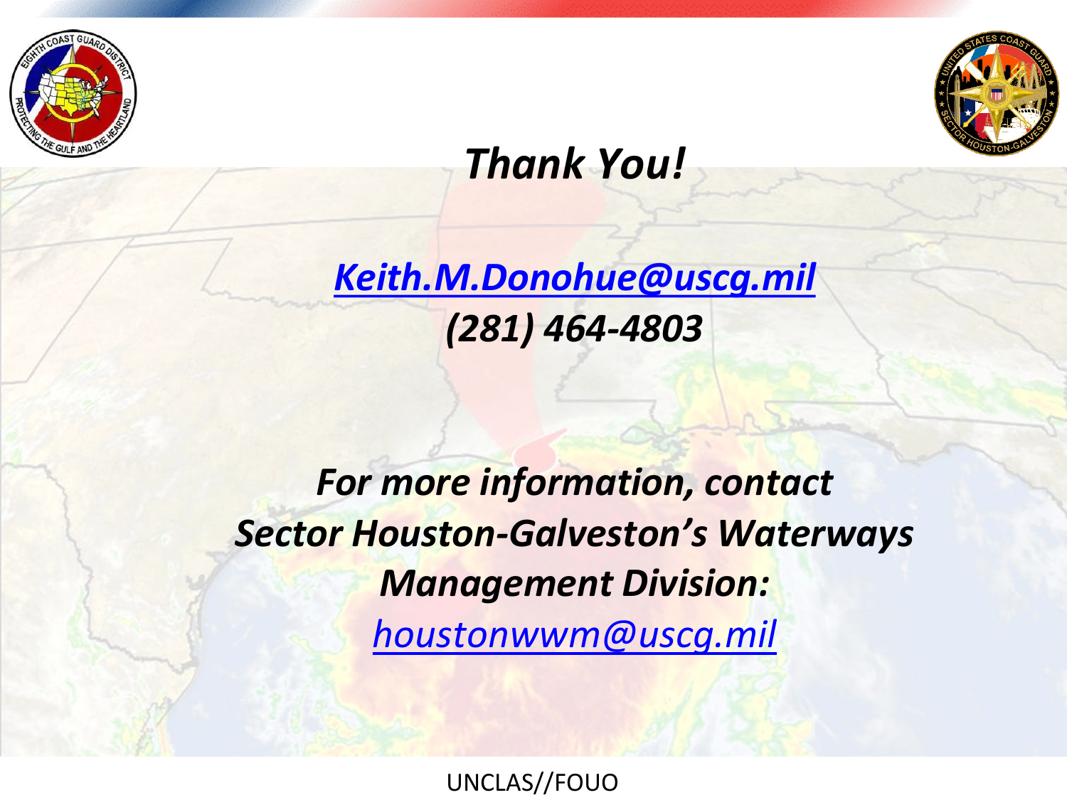# *Thank You!*

*Keith.M.Donohue@uscg.mil*

*(281) 464-4803*

***For more information, contact Sector Houston-Galveston's Waterways Management Division:***

*houstonwwm@uscg.mil*

UNCLAS//FOUO